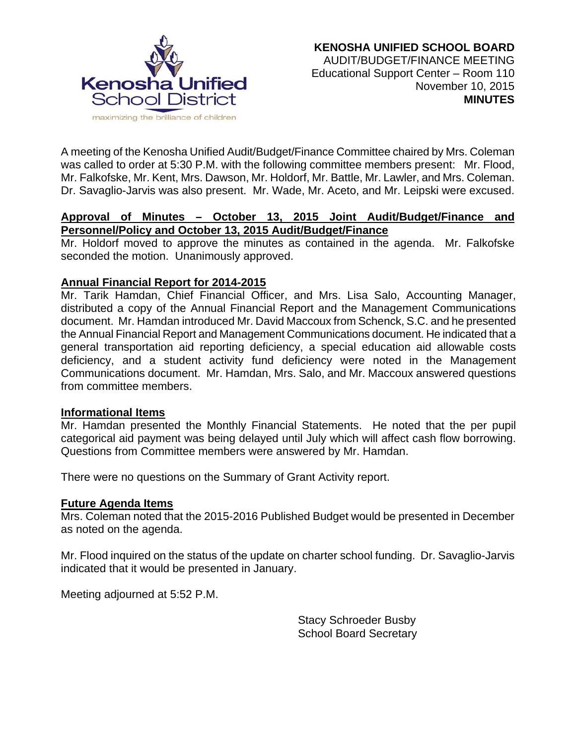**KENOSHA UNIFIED SCHOOL BOARD**
AUDIT/BUDGET/FINANCE MEETING
Educational Support Center – Room 110
November 10, 2015
**MINUTES**

A meeting of the Kenosha Unified Audit/Budget/Finance Committee chaired by Mrs. Coleman was called to order at 5:30 P.M. with the following committee members present: Mr. Flood, Mr. Falkofske, Mr. Kent, Mrs. Dawson, Mr. Holdorf, Mr. Battle, Mr. Lawler, and Mrs. Coleman. Dr. Savaglio-Jarvis was also present. Mr. Wade, Mr. Aceto, and Mr. Leipski were excused.

**Approval of Minutes – October 13, 2015 Joint Audit/Budget/Finance and Personnel/Policy and October 13, 2015 Audit/Budget/Finance**

Mr. Holdorf moved to approve the minutes as contained in the agenda. Mr. Falkofske seconded the motion. Unanimously approved.

**Annual Financial Report for 2014-2015**

Mr. Tarik Hamdan, Chief Financial Officer, and Mrs. Lisa Salo, Accounting Manager, distributed a copy of the Annual Financial Report and the Management Communications document. Mr. Hamdan introduced Mr. David Maccoux from Schenck, S.C. and he presented the Annual Financial Report and Management Communications document. He indicated that a general transportation aid reporting deficiency, a special education aid allowable costs deficiency, and a student activity fund deficiency were noted in the Management Communications document. Mr. Hamdan, Mrs. Salo, and Mr. Maccoux answered questions from committee members.

**Informational Items**

Mr. Hamdan presented the Monthly Financial Statements. He noted that the per pupil categorical aid payment was being delayed until July which will affect cash flow borrowing. Questions from Committee members were answered by Mr. Hamdan.

There were no questions on the Summary of Grant Activity report.

**Future Agenda Items**

Mrs. Coleman noted that the 2015-2016 Published Budget would be presented in December as noted on the agenda.

Mr. Flood inquired on the status of the update on charter school funding. Dr. Savaglio-Jarvis indicated that it would be presented in January.

Meeting adjourned at 5:52 P.M.

Stacy Schroeder Busby
School Board Secretary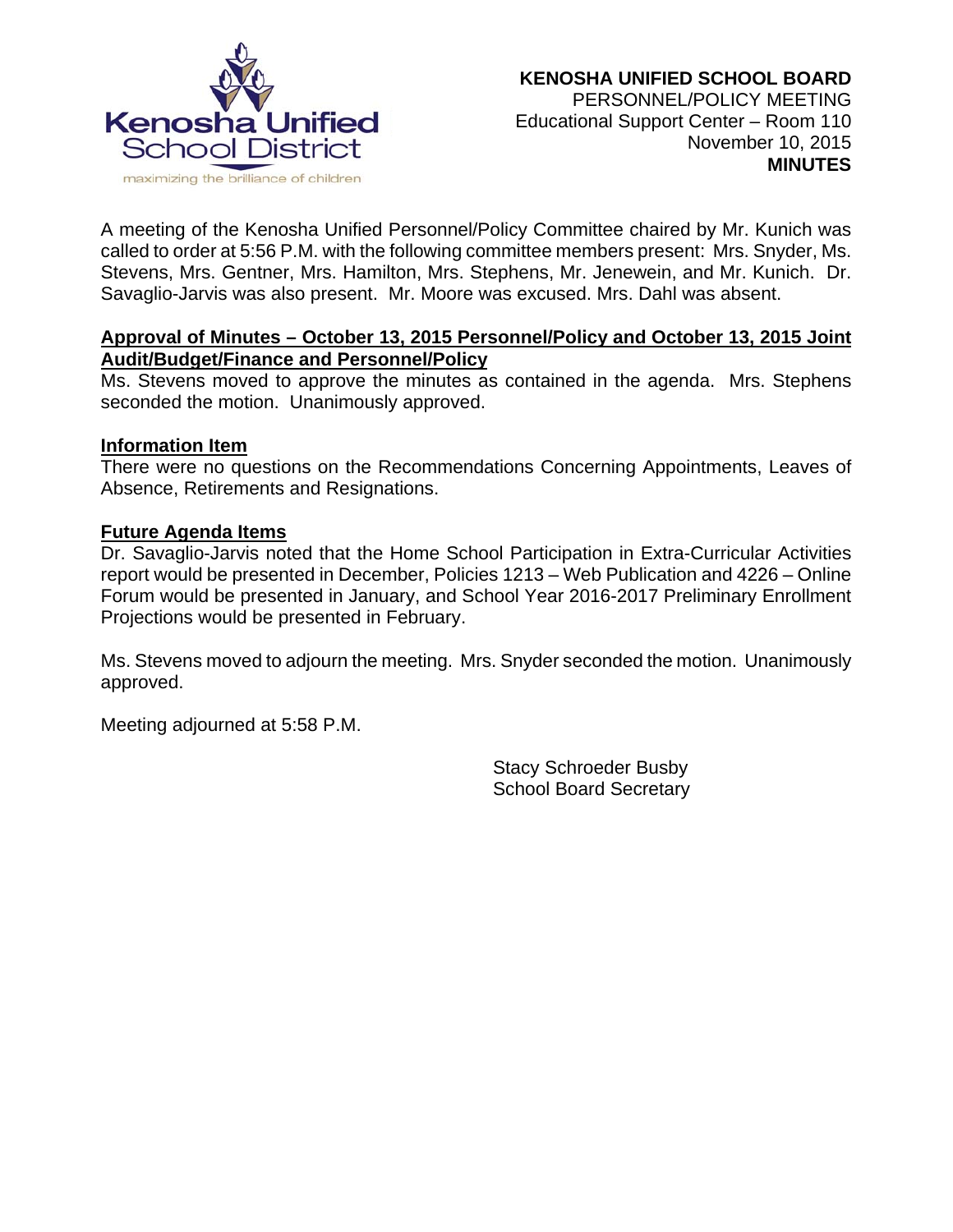**KENOSHA UNIFIED SCHOOL BOARD**
PERSONNEL/POLICY MEETING
Educational Support Center – Room 110
November 10, 2015
**MINUTES**

A meeting of the Kenosha Unified Personnel/Policy Committee chaired by Mr. Kunich was called to order at 5:56 P.M. with the following committee members present: Mrs. Snyder, Ms. Stevens, Mrs. Gentner, Mrs. Hamilton, Mrs. Stephens, Mr. Jenewein, and Mr. Kunich. Dr. Savaglio-Jarvis was also present. Mr. Moore was excused. Mrs. Dahl was absent.

**Approval of Minutes – October 13, 2015 Personnel/Policy and October 13, 2015 Joint Audit/Budget/Finance and Personnel/Policy**

Ms. Stevens moved to approve the minutes as contained in the agenda. Mrs. Stephens seconded the motion. Unanimously approved.

**Information Item**

There were no questions on the Recommendations Concerning Appointments, Leaves of Absence, Retirements and Resignations.

**Future Agenda Items**

Dr. Savaglio-Jarvis noted that the Home School Participation in Extra-Curricular Activities report would be presented in December, Policies 1213 – Web Publication and 4226 – Online Forum would be presented in January, and School Year 2016-2017 Preliminary Enrollment Projections would be presented in February.

Ms. Stevens moved to adjourn the meeting. Mrs. Snyder seconded the motion. Unanimously approved.

Meeting adjourned at 5:58 P.M.

Stacy Schroeder Busby
School Board Secretary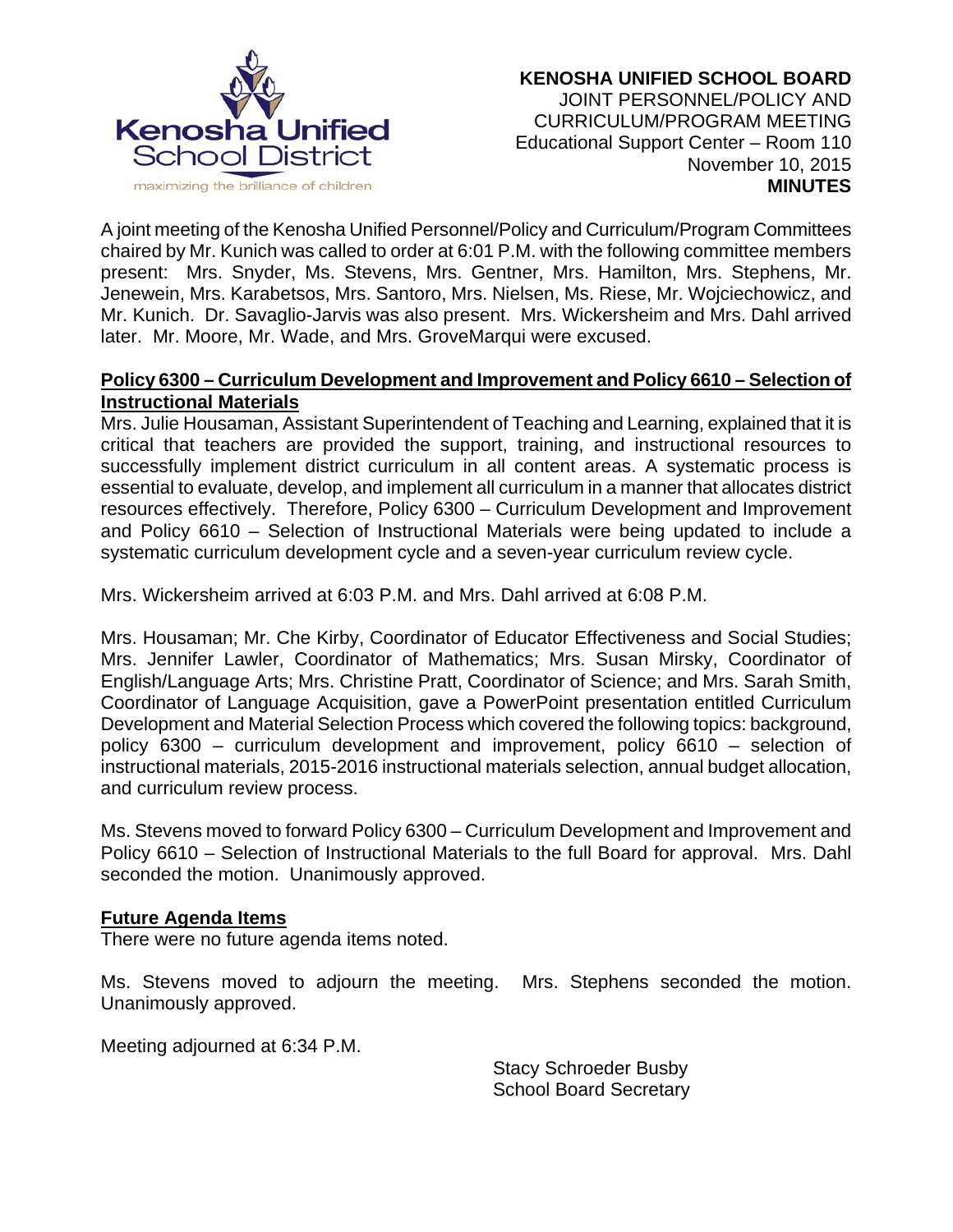**KENOSHA UNIFIED SCHOOL BOARD**
JOINT PERSONNEL/POLICY AND
CURRICULUM/PROGRAM MEETING
Educational Support Center – Room 110
November 10, 2015
**MINUTES**

A joint meeting of the Kenosha Unified Personnel/Policy and Curriculum/Program Committees chaired by Mr. Kunich was called to order at 6:01 P.M. with the following committee members present: Mrs. Snyder, Ms. Stevens, Mrs. Gentner, Mrs. Hamilton, Mrs. Stephens, Mr. Jenewein, Mrs. Karabetsos, Mrs. Santoro, Mrs. Nielsen, Ms. Riese, Mr. Wojciechowicz, and Mr. Kunich. Dr. Savaglio-Jarvis was also present. Mrs. Wickersheim and Mrs. Dahl arrived later. Mr. Moore, Mr. Wade, and Mrs. GroveMarqui were excused.

**Policy 6300 – Curriculum Development and Improvement and Policy 6610 – Selection of Instructional Materials**

Mrs. Julie Housaman, Assistant Superintendent of Teaching and Learning, explained that it is critical that teachers are provided the support, training, and instructional resources to successfully implement district curriculum in all content areas. A systematic process is essential to evaluate, develop, and implement all curriculum in a manner that allocates district resources effectively. Therefore, Policy 6300 – Curriculum Development and Improvement and Policy 6610 – Selection of Instructional Materials were being updated to include a systematic curriculum development cycle and a seven-year curriculum review cycle.

Mrs. Wickersheim arrived at 6:03 P.M. and Mrs. Dahl arrived at 6:08 P.M.

Mrs. Housaman; Mr. Che Kirby, Coordinator of Educator Effectiveness and Social Studies; Mrs. Jennifer Lawler, Coordinator of Mathematics; Mrs. Susan Mirsky, Coordinator of English/Language Arts; Mrs. Christine Pratt, Coordinator of Science; and Mrs. Sarah Smith, Coordinator of Language Acquisition, gave a PowerPoint presentation entitled Curriculum Development and Material Selection Process which covered the following topics: background, policy 6300 – curriculum development and improvement, policy 6610 – selection of instructional materials, 2015-2016 instructional materials selection, annual budget allocation, and curriculum review process.

Ms. Stevens moved to forward Policy 6300 – Curriculum Development and Improvement and Policy 6610 – Selection of Instructional Materials to the full Board for approval. Mrs. Dahl seconded the motion. Unanimously approved.

**Future Agenda Items**

There were no future agenda items noted.

Ms. Stevens moved to adjourn the meeting. Mrs. Stephens seconded the motion. Unanimously approved.

Meeting adjourned at 6:34 P.M.

Stacy Schroeder Busby
School Board Secretary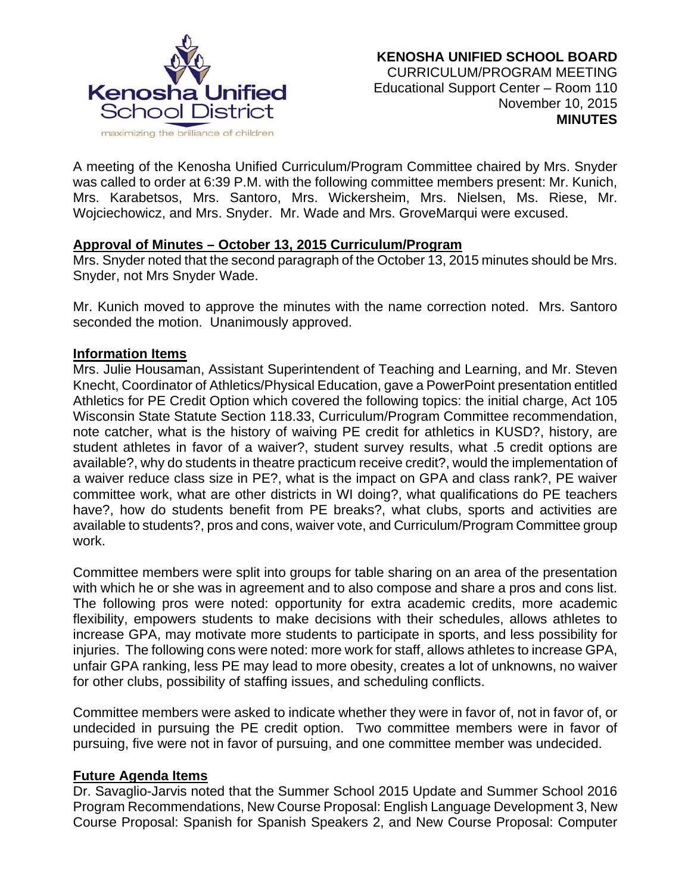**KENOSHA UNIFIED SCHOOL BOARD**
CURRICULUM/PROGRAM MEETING
Educational Support Center – Room 110
November 10, 2015
**MINUTES**

A meeting of the Kenosha Unified Curriculum/Program Committee chaired by Mrs. Snyder was called to order at 6:39 P.M. with the following committee members present: Mr. Kunich, Mrs. Karabetsos, Mrs. Santoro, Mrs. Wickersheim, Mrs. Nielsen, Ms. Riese, Mr. Wojciechowicz, and Mrs. Snyder. Mr. Wade and Mrs. GroveMarqui were excused.

**Approval of Minutes – October 13, 2015 Curriculum/Program**

Mrs. Snyder noted that the second paragraph of the October 13, 2015 minutes should be Mrs. Snyder, not Mrs Snyder Wade.

Mr. Kunich moved to approve the minutes with the name correction noted. Mrs. Santoro seconded the motion. Unanimously approved.

**Information Items**

Mrs. Julie Housaman, Assistant Superintendent of Teaching and Learning, and Mr. Steven Knecht, Coordinator of Athletics/Physical Education, gave a PowerPoint presentation entitled Athletics for PE Credit Option which covered the following topics: the initial charge, Act 105 Wisconsin State Statute Section 118.33, Curriculum/Program Committee recommendation, note catcher, what is the history of waiving PE credit for athletics in KUSD?, history, are student athletes in favor of a waiver?, student survey results, what .5 credit options are available?, why do students in theatre practicum receive credit?, would the implementation of a waiver reduce class size in PE?, what is the impact on GPA and class rank?, PE waiver committee work, what are other districts in WI doing?, what qualifications do PE teachers have?, how do students benefit from PE breaks?, what clubs, sports and activities are available to students?, pros and cons, waiver vote, and Curriculum/Program Committee group work.

Committee members were split into groups for table sharing on an area of the presentation with which he or she was in agreement and to also compose and share a pros and cons list. The following pros were noted: opportunity for extra academic credits, more academic flexibility, empowers students to make decisions with their schedules, allows athletes to increase GPA, may motivate more students to participate in sports, and less possibility for injuries. The following cons were noted: more work for staff, allows athletes to increase GPA, unfair GPA ranking, less PE may lead to more obesity, creates a lot of unknowns, no waiver for other clubs, possibility of staffing issues, and scheduling conflicts.

Committee members were asked to indicate whether they were in favor of, not in favor of, or undecided in pursuing the PE credit option. Two committee members were in favor of pursuing, five were not in favor of pursuing, and one committee member was undecided.

**Future Agenda Items**

Dr. Savaglio-Jarvis noted that the Summer School 2015 Update and Summer School 2016 Program Recommendations, New Course Proposal: English Language Development 3, New Course Proposal: Spanish for Spanish Speakers 2, and New Course Proposal: Computer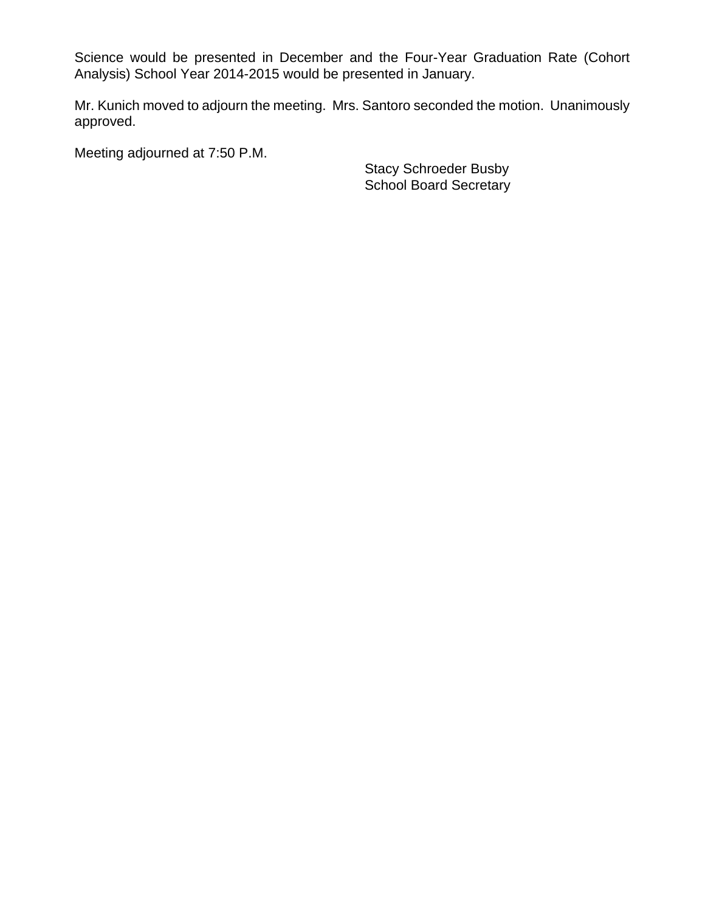Science would be presented in December and the Four-Year Graduation Rate (Cohort Analysis) School Year 2014-2015 would be presented in January.

Mr. Kunich moved to adjourn the meeting. Mrs. Santoro seconded the motion. Unanimously approved.

Meeting adjourned at 7:50 P.M.

Stacy Schroeder Busby
School Board Secretary